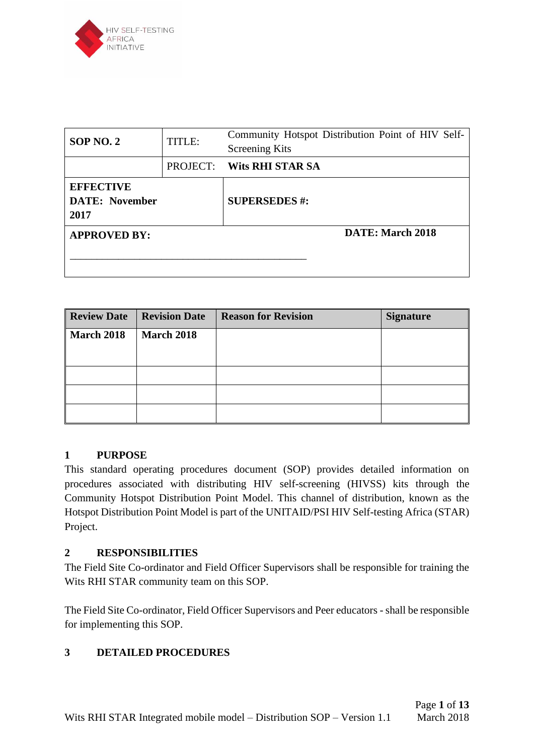HIV SELF-TESTING AFRICA INITIATIVE

| SOP NO. 2 | TITLE: | Community Hotspot Distribution Point of HIV Self-Screening Kits |
|---|---|---|
| | PROJECT: | **Wits RHI STAR SA** |
| **EFFECTIVE DATE: November 2017** | | **SUPERSEDES #:** |
| **APPROVED BY:** ___________________________________________ | | **DATE: March 2018** |

| Review Date | Revision Date | Reason for Revision | Signature |
|---|---|---|---|
| **March 2018** | **March 2018** | | |
| | | | |
| | | | |
| | | | |

## 1 PURPOSE

This standard operating procedures document (SOP) provides detailed information on procedures associated with distributing HIV self-screening (HIVSS) kits through the Community Hotspot Distribution Point Model. This channel of distribution, known as the Hotspot Distribution Point Model is part of the UNITAID/PSI HIV Self-testing Africa (STAR) Project.

## 2 RESPONSIBILITIES

The Field Site Co-ordinator and Field Officer Supervisors shall be responsible for training the Wits RHI STAR community team on this SOP.

The Field Site Co-ordinator, Field Officer Supervisors and Peer educators - shall be responsible for implementing this SOP.

## 3 DETAILED PROCEDURES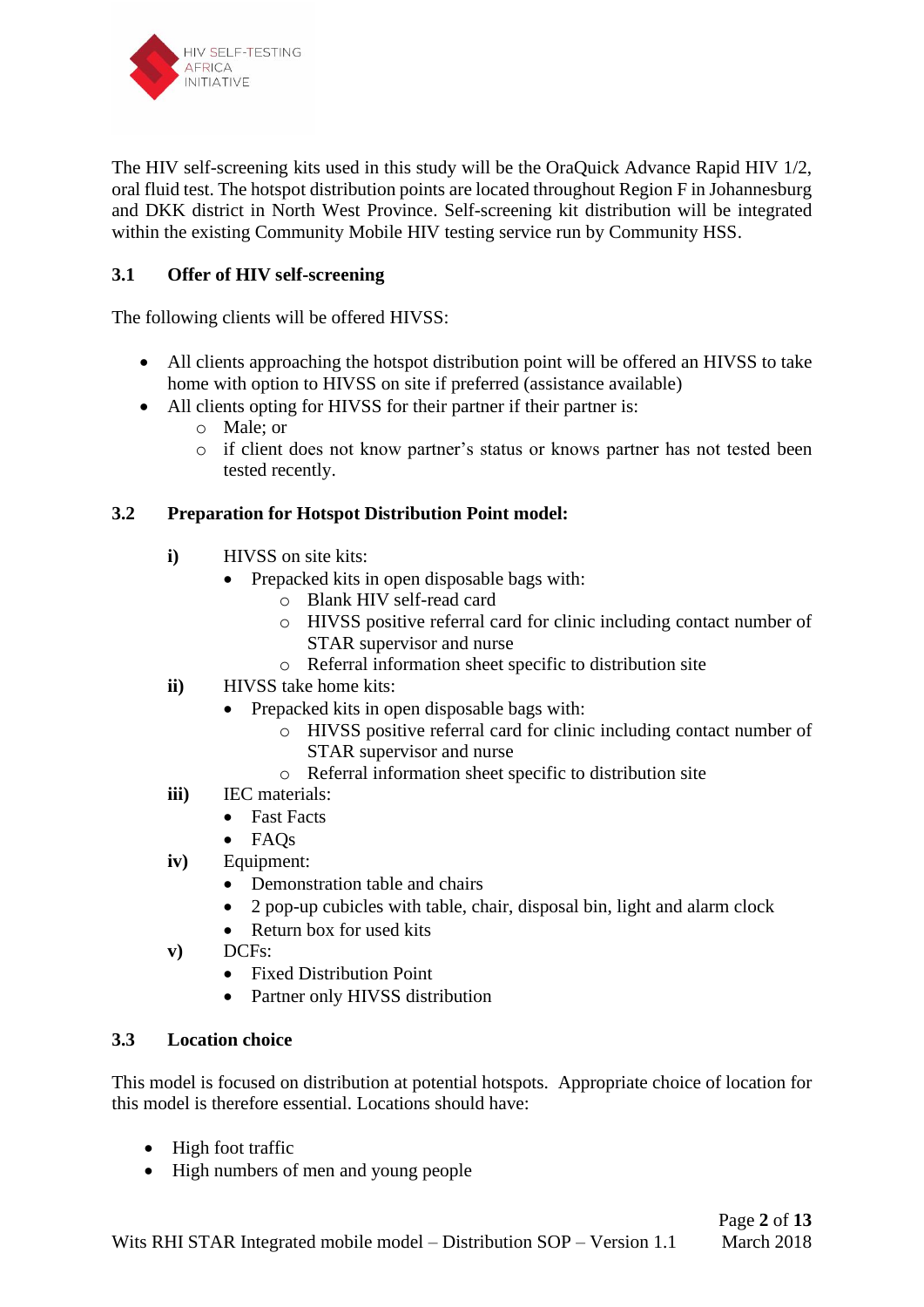The HIV self-screening kits used in this study will be the OraQuick Advance Rapid HIV 1/2, oral fluid test. The hotspot distribution points are located throughout Region F in Johannesburg and DKK district in North West Province. Self-screening kit distribution will be integrated within the existing Community Mobile HIV testing service run by Community HSS.

### 3.1 Offer of HIV self-screening

The following clients will be offered HIVSS:

- All clients approaching the hotspot distribution point will be offered an HIVSS to take home with option to HIVSS on site if preferred (assistance available)
- All clients opting for HIVSS for their partner if their partner is:
  - Male; or
  - if client does not know partner's status or knows partner has not tested been tested recently.

### 3.2 Preparation for Hotspot Distribution Point model:

**i)** HIVSS on site kits:

- Prepacked kits in open disposable bags with:
  - Blank HIV self-read card
  - HIVSS positive referral card for clinic including contact number of STAR supervisor and nurse
  - Referral information sheet specific to distribution site

**ii)** HIVSS take home kits:

- Prepacked kits in open disposable bags with:
  - HIVSS positive referral card for clinic including contact number of STAR supervisor and nurse
  - Referral information sheet specific to distribution site

**iii)** IEC materials:

- Fast Facts
- FAQs

**iv)** Equipment:

- Demonstration table and chairs
- 2 pop-up cubicles with table, chair, disposal bin, light and alarm clock
- Return box for used kits

**v)** DCFs:

- Fixed Distribution Point
- Partner only HIVSS distribution

### 3.3 Location choice

This model is focused on distribution at potential hotspots. Appropriate choice of location for this model is therefore essential. Locations should have:

- High foot traffic
- High numbers of men and young people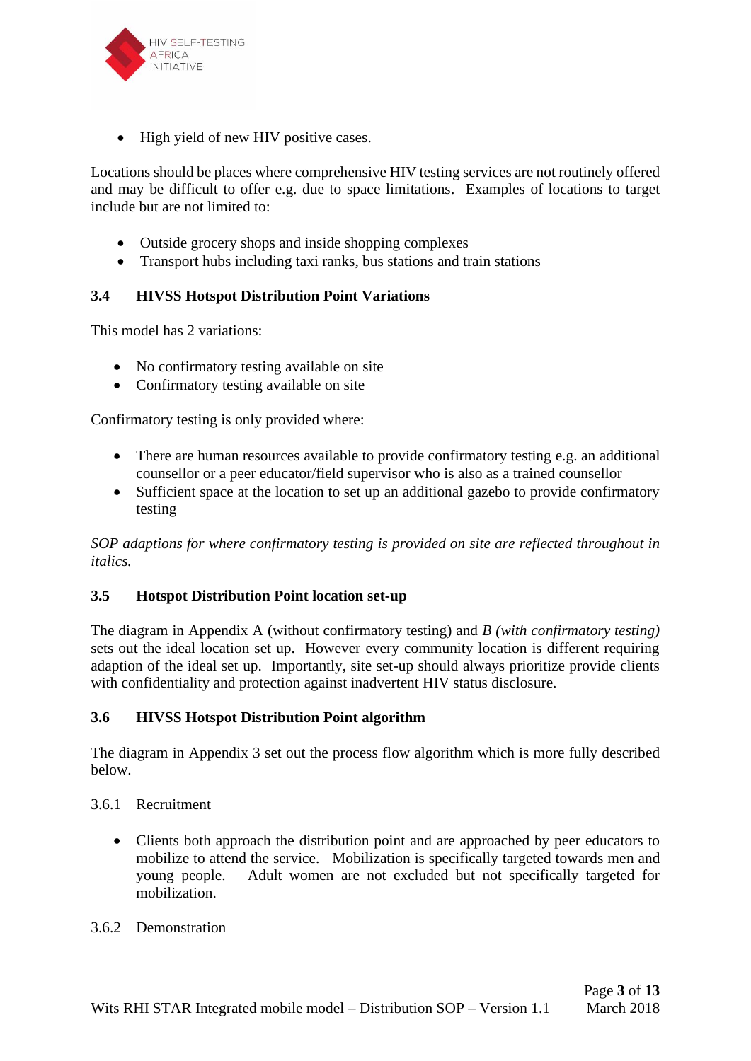- High yield of new HIV positive cases.

Locations should be places where comprehensive HIV testing services are not routinely offered and may be difficult to offer e.g. due to space limitations. Examples of locations to target include but are not limited to:

- Outside grocery shops and inside shopping complexes
- Transport hubs including taxi ranks, bus stations and train stations

### 3.4 HIVSS Hotspot Distribution Point Variations

This model has 2 variations:

- No confirmatory testing available on site
- Confirmatory testing available on site

Confirmatory testing is only provided where:

- There are human resources available to provide confirmatory testing e.g. an additional counsellor or a peer educator/field supervisor who is also as a trained counsellor
- Sufficient space at the location to set up an additional gazebo to provide confirmatory testing

*SOP adaptions for where confirmatory testing is provided on site are reflected throughout in italics.*

### 3.5 Hotspot Distribution Point location set-up

The diagram in Appendix A (without confirmatory testing) and *B (with confirmatory testing)* sets out the ideal location set up. However every community location is different requiring adaption of the ideal set up. Importantly, site set-up should always prioritize provide clients with confidentiality and protection against inadvertent HIV status disclosure.

### 3.6 HIVSS Hotspot Distribution Point algorithm

The diagram in Appendix 3 set out the process flow algorithm which is more fully described below.

3.6.1 Recruitment

- Clients both approach the distribution point and are approached by peer educators to mobilize to attend the service. Mobilization is specifically targeted towards men and young people. Adult women are not excluded but not specifically targeted for mobilization.

3.6.2 Demonstration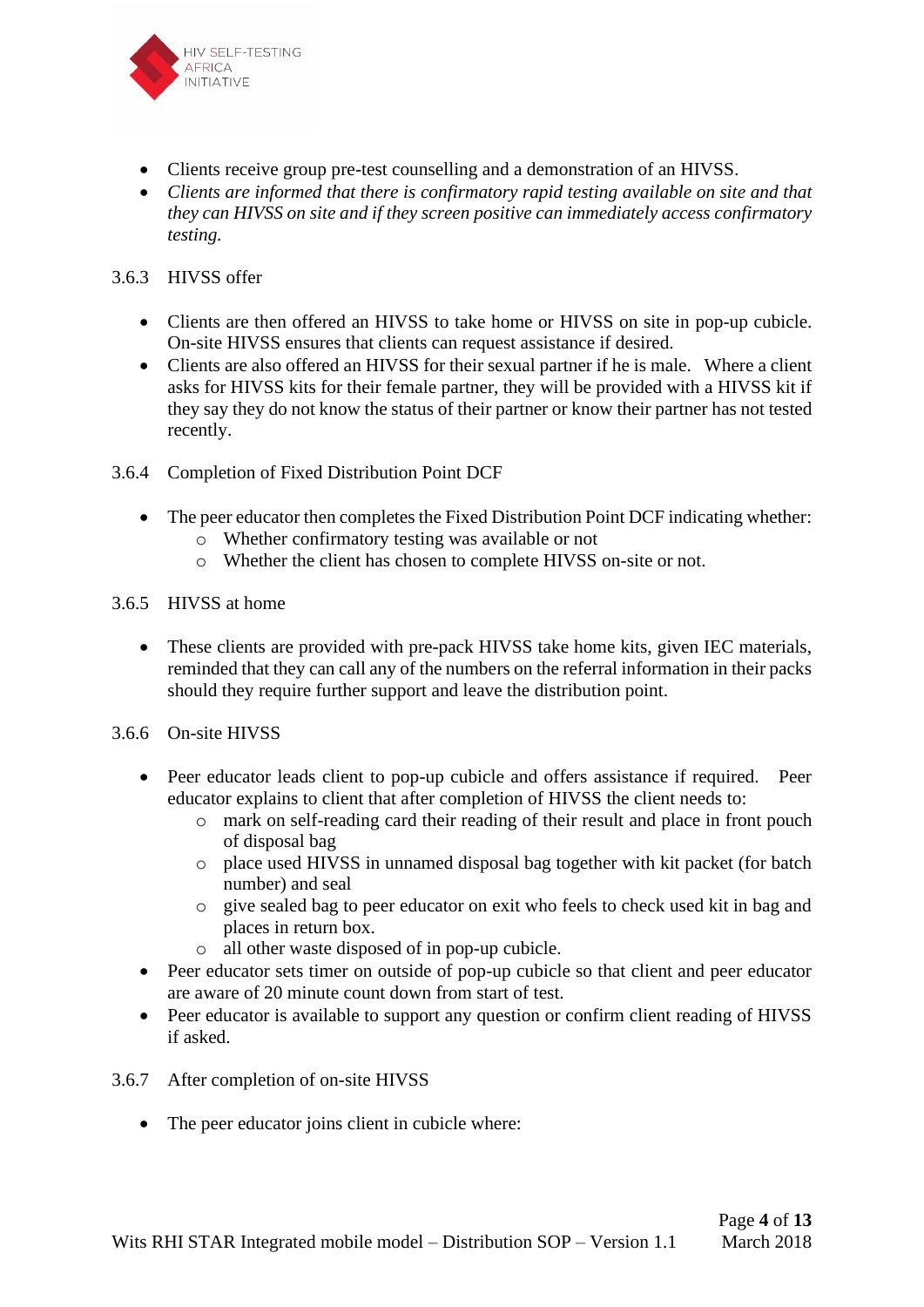- Clients receive group pre-test counselling and a demonstration of an HIVSS.
- *Clients are informed that there is confirmatory rapid testing available on site and that they can HIVSS on site and if they screen positive can immediately access confirmatory testing.*

### 3.6.3 HIVSS offer

- Clients are then offered an HIVSS to take home or HIVSS on site in pop-up cubicle. On-site HIVSS ensures that clients can request assistance if desired.
- Clients are also offered an HIVSS for their sexual partner if he is male. Where a client asks for HIVSS kits for their female partner, they will be provided with a HIVSS kit if they say they do not know the status of their partner or know their partner has not tested recently.

### 3.6.4 Completion of Fixed Distribution Point DCF

- The peer educator then completes the Fixed Distribution Point DCF indicating whether:
  - Whether confirmatory testing was available or not
  - Whether the client has chosen to complete HIVSS on-site or not.

### 3.6.5 HIVSS at home

- These clients are provided with pre-pack HIVSS take home kits, given IEC materials, reminded that they can call any of the numbers on the referral information in their packs should they require further support and leave the distribution point.

### 3.6.6 On-site HIVSS

- Peer educator leads client to pop-up cubicle and offers assistance if required. Peer educator explains to client that after completion of HIVSS the client needs to:
  - mark on self-reading card their reading of their result and place in front pouch of disposal bag
  - place used HIVSS in unnamed disposal bag together with kit packet (for batch number) and seal
  - give sealed bag to peer educator on exit who feels to check used kit in bag and places in return box.
  - all other waste disposed of in pop-up cubicle.
- Peer educator sets timer on outside of pop-up cubicle so that client and peer educator are aware of 20 minute count down from start of test.
- Peer educator is available to support any question or confirm client reading of HIVSS if asked.

### 3.6.7 After completion of on-site HIVSS

- The peer educator joins client in cubicle where: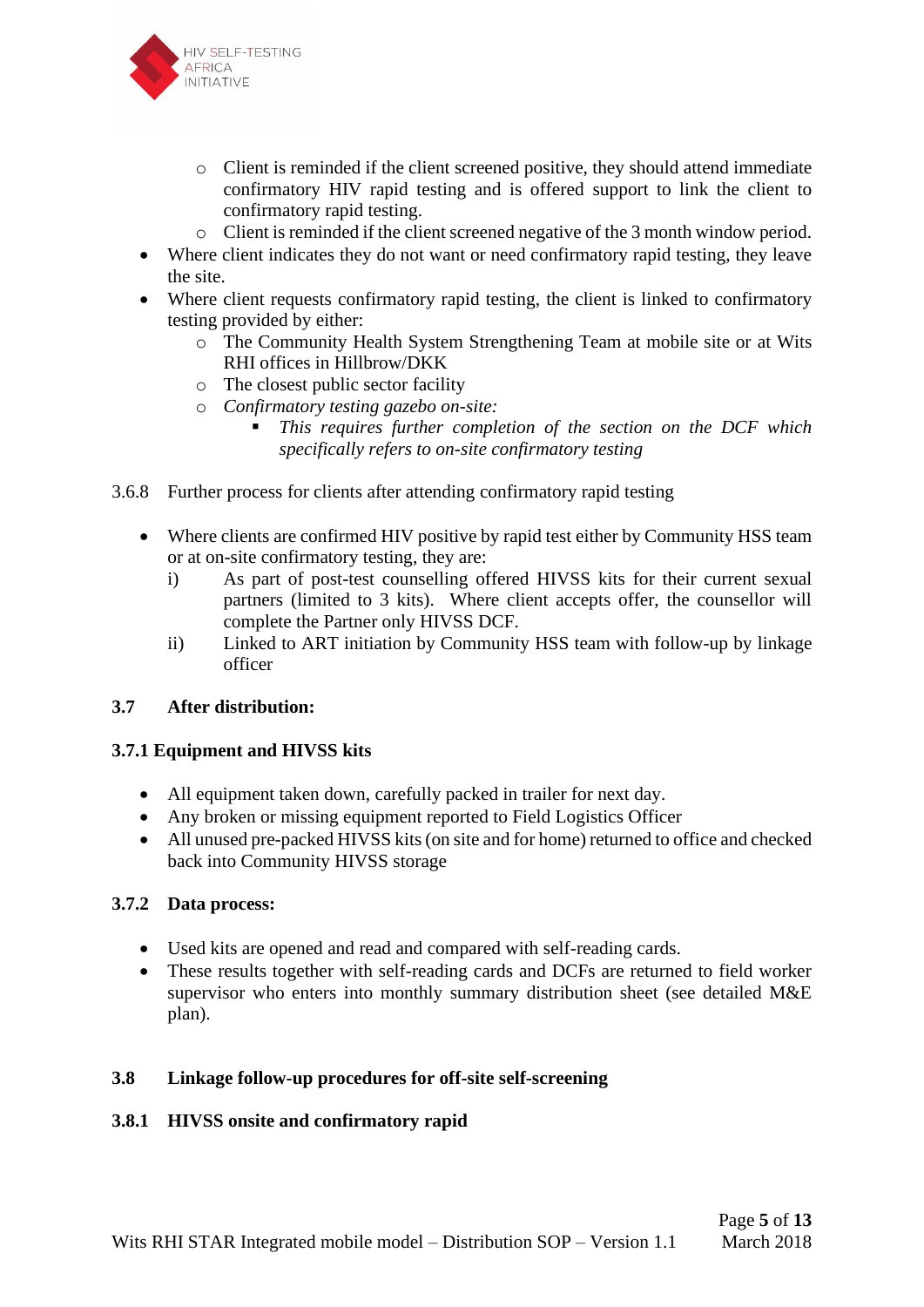- Client is reminded if the client screened positive, they should attend immediate confirmatory HIV rapid testing and is offered support to link the client to confirmatory rapid testing.
  - Client is reminded if the client screened negative of the 3 month window period.
- Where client indicates they do not want or need confirmatory rapid testing, they leave the site.
- Where client requests confirmatory rapid testing, the client is linked to confirmatory testing provided by either:
  - The Community Health System Strengthening Team at mobile site or at Wits RHI offices in Hillbrow/DKK
  - The closest public sector facility
  - *Confirmatory testing gazebo on-site:*
    - *This requires further completion of the section on the DCF which specifically refers to on-site confirmatory testing*

3.6.8 Further process for clients after attending confirmatory rapid testing

- Where clients are confirmed HIV positive by rapid test either by Community HSS team or at on-site confirmatory testing, they are:
  - i) As part of post-test counselling offered HIVSS kits for their current sexual partners (limited to 3 kits). Where client accepts offer, the counsellor will complete the Partner only HIVSS DCF.
  - ii) Linked to ART initiation by Community HSS team with follow-up by linkage officer

### 3.7 After distribution:

#### 3.7.1 Equipment and HIVSS kits

- All equipment taken down, carefully packed in trailer for next day.
- Any broken or missing equipment reported to Field Logistics Officer
- All unused pre-packed HIVSS kits (on site and for home) returned to office and checked back into Community HIVSS storage

#### 3.7.2 Data process:

- Used kits are opened and read and compared with self-reading cards.
- These results together with self-reading cards and DCFs are returned to field worker supervisor who enters into monthly summary distribution sheet (see detailed M&E plan).

### 3.8 Linkage follow-up procedures for off-site self-screening

#### 3.8.1 HIVSS onsite and confirmatory rapid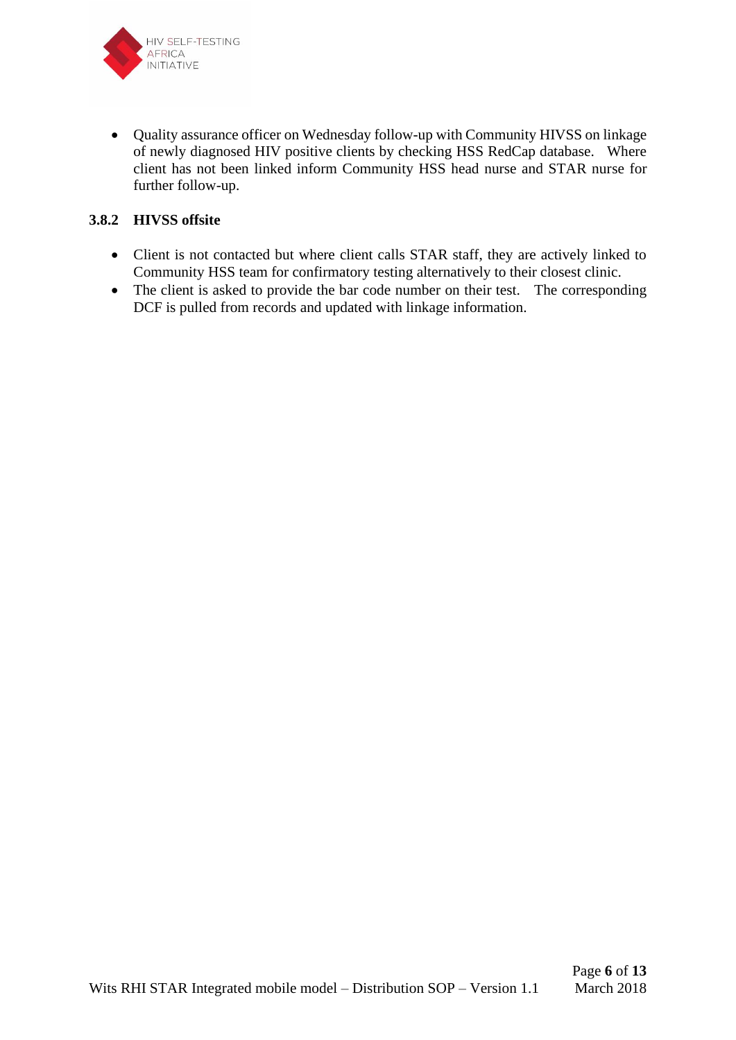- Quality assurance officer on Wednesday follow-up with Community HIVSS on linkage of newly diagnosed HIV positive clients by checking HSS RedCap database. Where client has not been linked inform Community HSS head nurse and STAR nurse for further follow-up.

### 3.8.2 HIVSS offsite

- Client is not contacted but where client calls STAR staff, they are actively linked to Community HSS team for confirmatory testing alternatively to their closest clinic.
- The client is asked to provide the bar code number on their test. The corresponding DCF is pulled from records and updated with linkage information.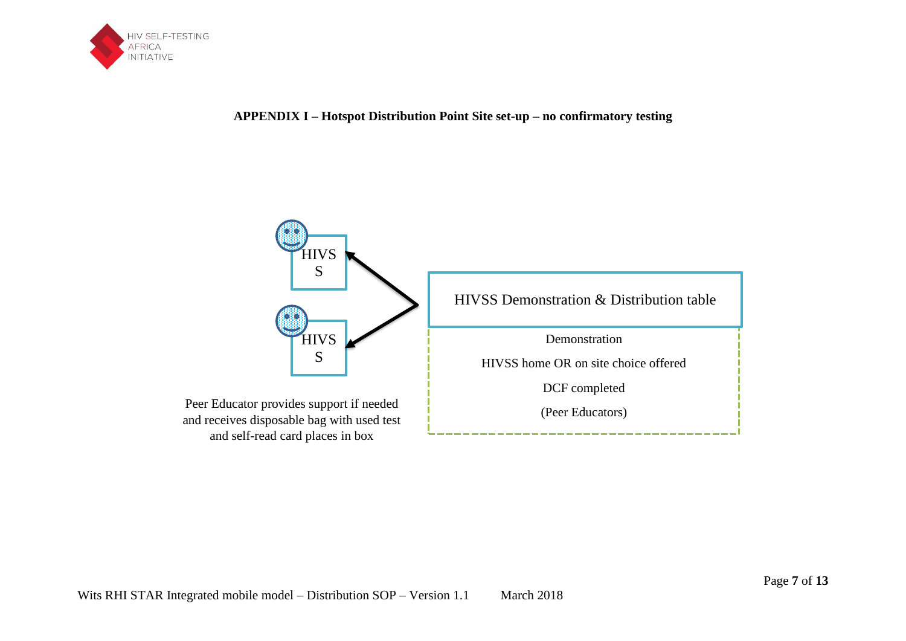**APPENDIX I – Hotspot Distribution Point Site set-up – no confirmatory testing**

HIVSS

HIVSS

Peer Educator provides support if needed and receives disposable bag with used test and self-read card places in box

HIVSS Demonstration & Distribution table

Demonstration

HIVSS home OR on site choice offered

DCF completed

(Peer Educators)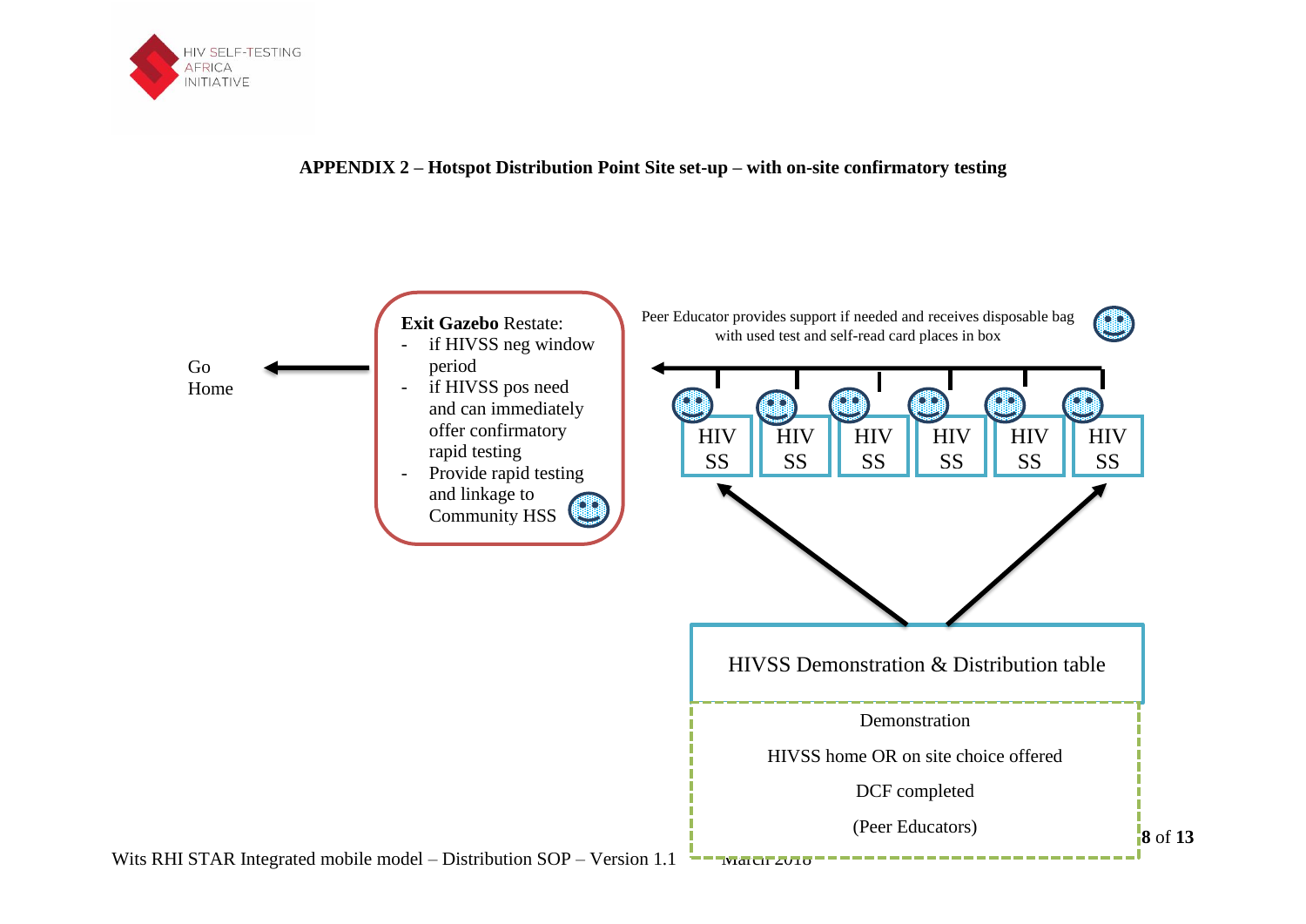**APPENDIX 2 – Hotspot Distribution Point Site set-up – with on-site confirmatory testing**

Go Home

**Exit Gazebo** Restate:
- if HIVSS neg window period
- if HIVSS pos need and can immediately offer confirmatory rapid testing
- Provide rapid testing and linkage to Community HSS

Peer Educator provides support if needed and receives disposable bag with used test and self-read card places in box

HIV SS | HIV SS | HIV SS | HIV SS | HIV SS | HIV SS

HIVSS Demonstration & Distribution table

Demonstration

HIVSS home OR on site choice offered

DCF completed

(Peer Educators)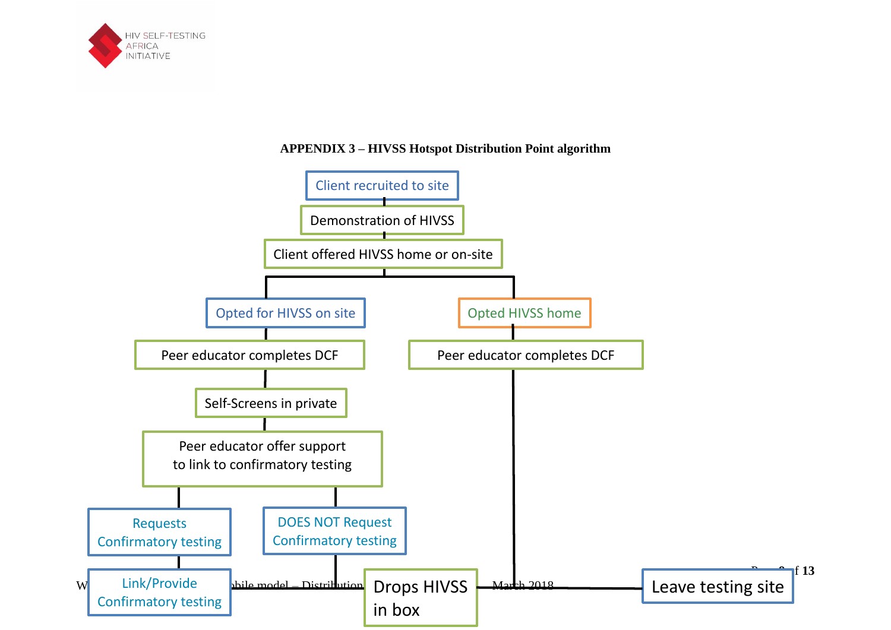**APPENDIX 3 – HIVSS Hotspot Distribution Point algorithm**

Client recruited to site

Demonstration of HIVSS

Client offered HIVSS home or on-site

Opted for HIVSS on site

Peer educator completes DCF

Self-Screens in private

Peer educator offer support to link to confirmatory testing

Requests Confirmatory testing

Link/Provide Confirmatory testing

DOES NOT Request Confirmatory testing

Opted HIVSS home

Peer educator completes DCF

Drops HIVSS in box

Leave testing site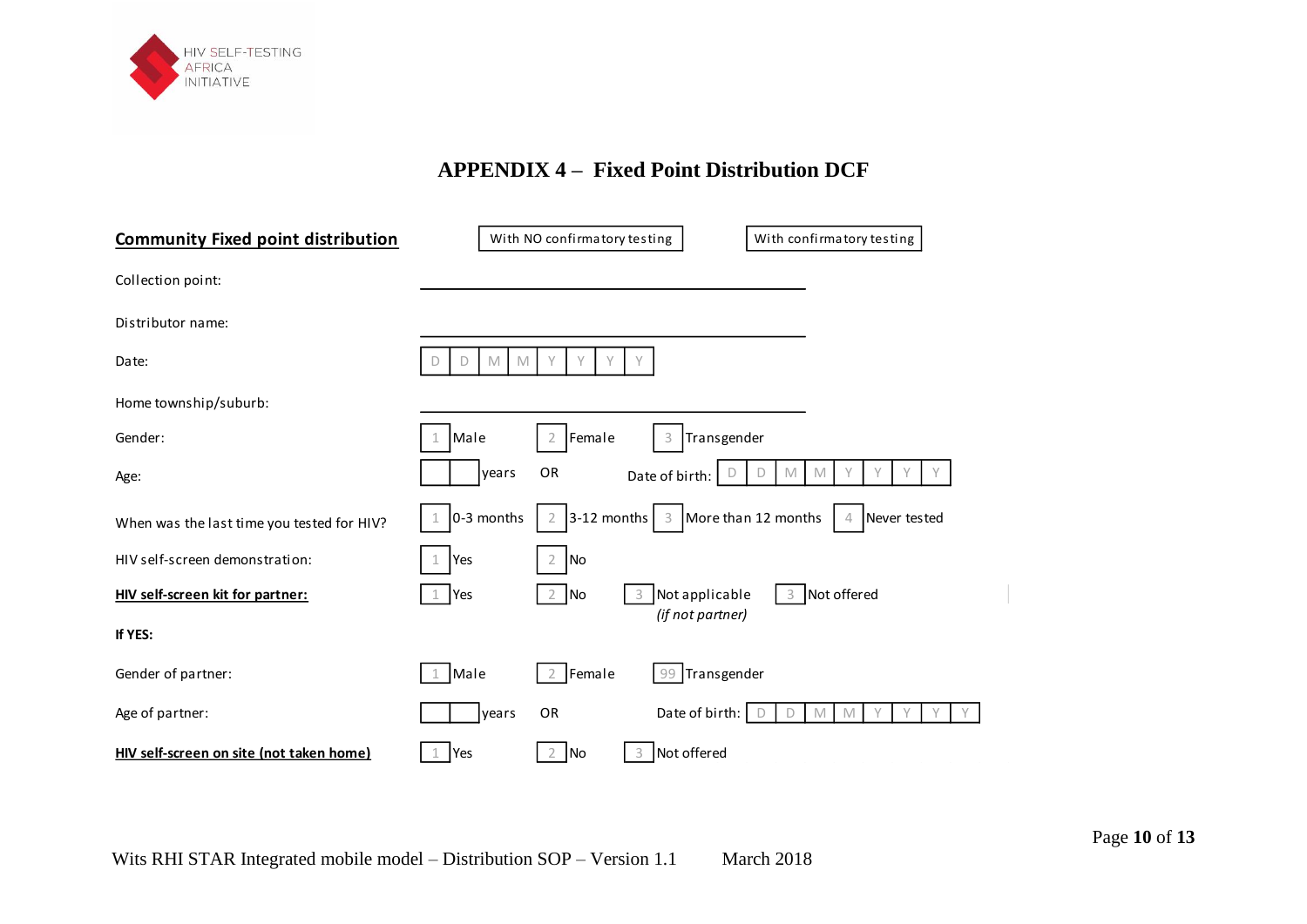# APPENDIX 4 – Fixed Point Distribution DCF

**Community Fixed point distribution** | With NO confirmatory testing | With confirmatory testing

| | |
|---|---|
| Collection point: | ______________________________ |
| Distributor name: | ______________________________ |
| Date: | D D M M Y Y Y Y |
| Home township/suburb: | ______________________________ |
| Gender: | 1 Male &nbsp; 2 Female &nbsp; 3 Transgender |
| Age: | __ __ years &nbsp; OR &nbsp; Date of birth: D D M M Y Y Y Y |
| When was the last time you tested for HIV? | 1 0-3 months &nbsp; 2 3-12 months &nbsp; 3 More than 12 months &nbsp; 4 Never tested |
| HIV self-screen demonstration: | 1 Yes &nbsp; 2 No |
| **HIV self-screen kit for partner:** | 1 Yes &nbsp; 2 No &nbsp; 3 Not applicable *(if not partner)* &nbsp; 3 Not offered |
| **If YES:** | |
| Gender of partner: | 1 Male &nbsp; 2 Female &nbsp; 99 Transgender |
| Age of partner: | __ __ years &nbsp; OR &nbsp; Date of birth: D D M M Y Y Y Y |
| **HIV self-screen on site (not taken home)** | 1 Yes &nbsp; 2 No &nbsp; 3 Not offered |

Wits RHI STAR Integrated mobile model – Distribution SOP – Version 1.1 March 2018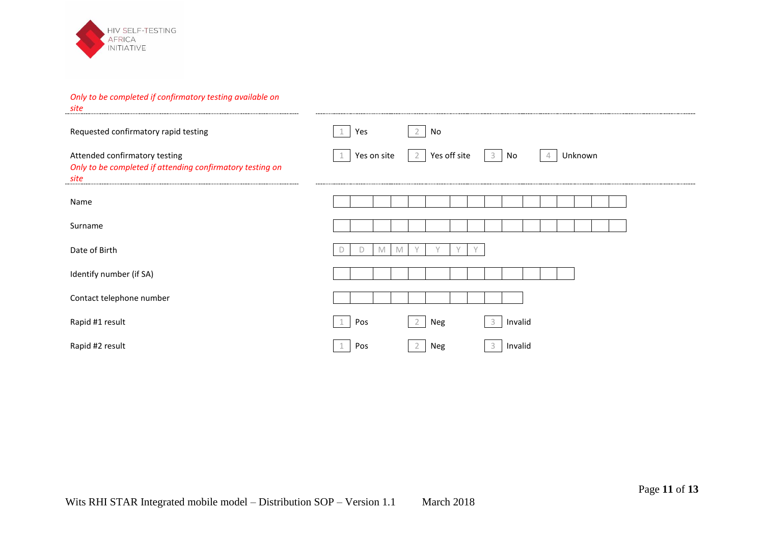HIV SELF-TESTING AFRICA INITIATIVE

*Only to be completed if confirmatory testing available on site*

| | |
|---|---|
| Requested confirmatory rapid testing | 1 Yes 2 No |
| Attended confirmatory testing | 1 Yes on site 2 Yes off site 3 No 4 Unknown |

*Only to be completed if attending confirmatory testing on site*

| | |
|---|---|
| Name | |
| Surname | |
| Date of Birth | D D M M Y Y Y Y |
| Identify number (if SA) | |
| Contact telephone number | |
| Rapid #1 result | 1 Pos 2 Neg 3 Invalid |
| Rapid #2 result | 1 Pos 2 Neg 3 Invalid |

Wits RHI STAR Integrated mobile model – Distribution SOP – Version 1.1 March 2018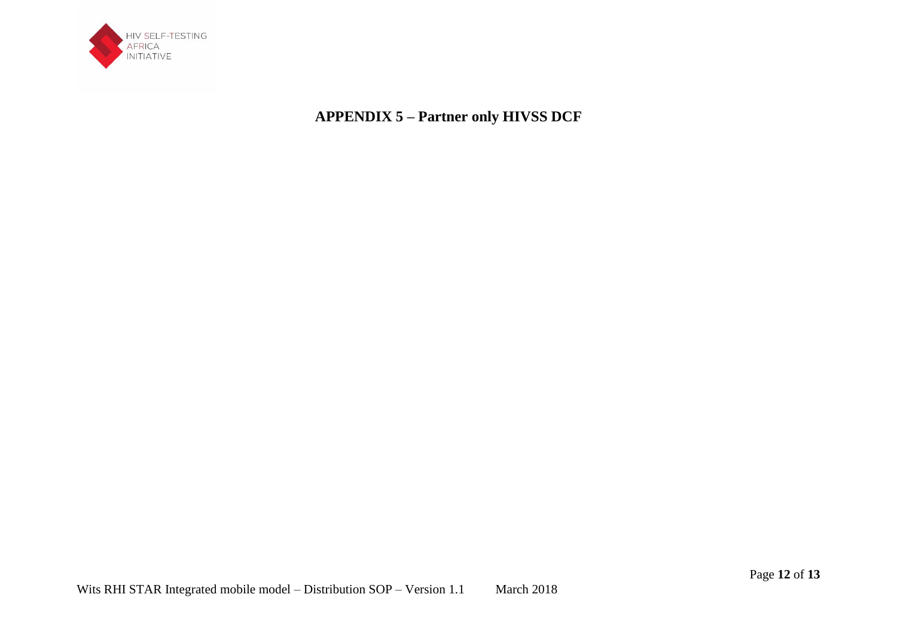# APPENDIX 5 – Partner only HIVSS DCF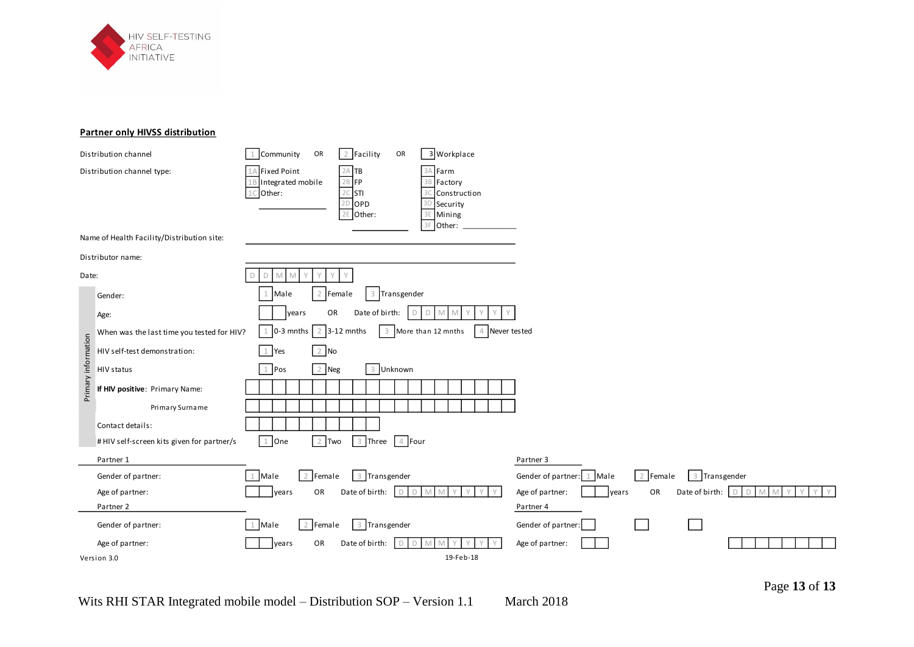HIV SELF-TESTING AFRICA INITIATIVE

**Partner only HIVSS distribution**

| | | | |
|---|---|---|---|
| Distribution channel | 1 Community OR | 2 Facility OR | 3 Workplace |
| Distribution channel type: | 1A Fixed Point<br>1B Integrated mobile<br>1C Other: ____________ | 2A TB<br>2B FP<br>2C STI<br>2D OPD<br>2E Other: ____________ | 3A Farm<br>3B Factory<br>3C Construction<br>3D Security<br>3E Mining<br>3F Other: ____________ |
| Name of Health Facility/Distribution site: | ____________ | | |
| Distributor name: | ____________ | | |
| Date: | D D M M Y Y Y Y | | |

**Primary information**

| | |
|---|---|
| Gender: | 1 Male 2 Female 3 Transgender |
| Age: | ___ years OR Date of birth: D D M M Y Y Y Y |
| When was the last time you tested for HIV? | 1 0-3 mnths 2 3-12 mnths 3 More than 12 mnths 4 Never tested |
| HIV self-test demonstration: | 1 Yes 2 No |
| HIV status | 1 Pos 2 Neg 3 Unknown |
| **If HIV positive**: Primary Name: | |
| Primary Surname | |
| Contact details: | |
| # HIV self-screen kits given for partner/s | 1 One 2 Two 3 Three 4 Four |

**Partner 1**

| | |
|---|---|
| Gender of partner: | 1 Male 2 Female 3 Transgender |
| Age of partner: | ___ years OR Date of birth: D D M M Y Y Y Y |

**Partner 2**

| | |
|---|---|
| Gender of partner: | 1 Male 2 Female 3 Transgender |
| Age of partner: | ___ years OR Date of birth: D D M M Y Y Y Y |

**Partner 3**

| | |
|---|---|
| Gender of partner: | 1 Male 2 Female 3 Transgender |
| Age of partner: | ___ years OR Date of birth: D D M M Y Y Y Y |

**Partner 4**

| | |
|---|---|
| Gender of partner: | |
| Age of partner: | |

Version 3.0 19-Feb-18

Wits RHI STAR Integrated mobile model – Distribution SOP – Version 1.1 March 2018